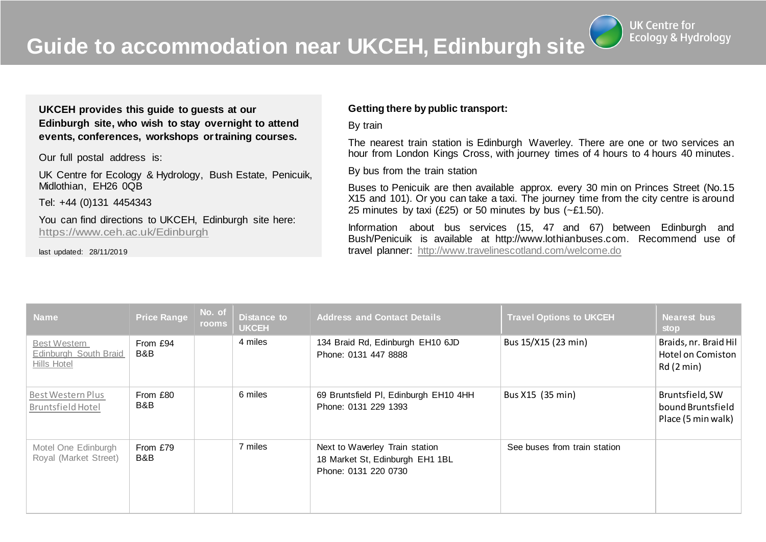# Guide to accommodation near UKCEH, Edinburgh site

**UKCEH provides this guide to guests at our Edinburgh site, who wish to stay overnight to attend events, conferences, workshops or training courses.**

Our full postal address is:

UK Centre for Ecology & Hydrology, Bush Estate, Penicuik, Midlothian, EH26 0QB

Tel: +44 (0)131 4454343

You can find directions to UKCEH, Edinburgh site here: https://www.ceh.ac.uk/Edinburgh

last updated: 28/11/2019

**Getting there by public transport:**

By train

The nearest train station is Edinburgh Waverley. There are one or two services an hour from London Kings Cross, with journey times of 4 hours to 4 hours 40 minutes.

By bus from the train station

Buses to Penicuik are then available approx. every 30 min on Princes Street (No.15 X15 and 101). Or you can take a taxi. The journey time from the city centre is around 25 minutes by taxi (£25) or 50 minutes by bus (~£1.50).

Information about bus services (15, 47 and 67) between Edinburgh and Bush/Penicuik is available at http://www.lothianbuses.com. Recommend use of travel planner: http://www.travelinescotland.com/welcome.do

| Name | Price Range | No. of rooms | Distance to UKCEH | Address and Contact Details | Travel Options to UKCEH | Nearest bus stop |
|---|---|---|---|---|---|---|
| Best Western Edinburgh South Braid Hills Hotel | From £94 B&B | | 4 miles | 134 Braid Rd, Edinburgh EH10 6JD<br>Phone: 0131 447 8888 | Bus 15/X15 (23 min) | Braids, nr. Braid Hil Hotel on Comiston Rd (2 min) |
| Best Western Plus Bruntsfield Hotel | From £80 B&B | | 6 miles | 69 Bruntsfield Pl, Edinburgh EH10 4HH<br>Phone: 0131 229 1393 | Bus X15 (35 min) | Bruntsfield, SW bound Bruntsfield Place (5 min walk) |
| Motel One Edinburgh Royal (Market Street) | From £79 B&B | | 7 miles | Next to Waverley Train station<br>18 Market St, Edinburgh EH1 1BL<br>Phone: 0131 220 0730 | See buses from train station | |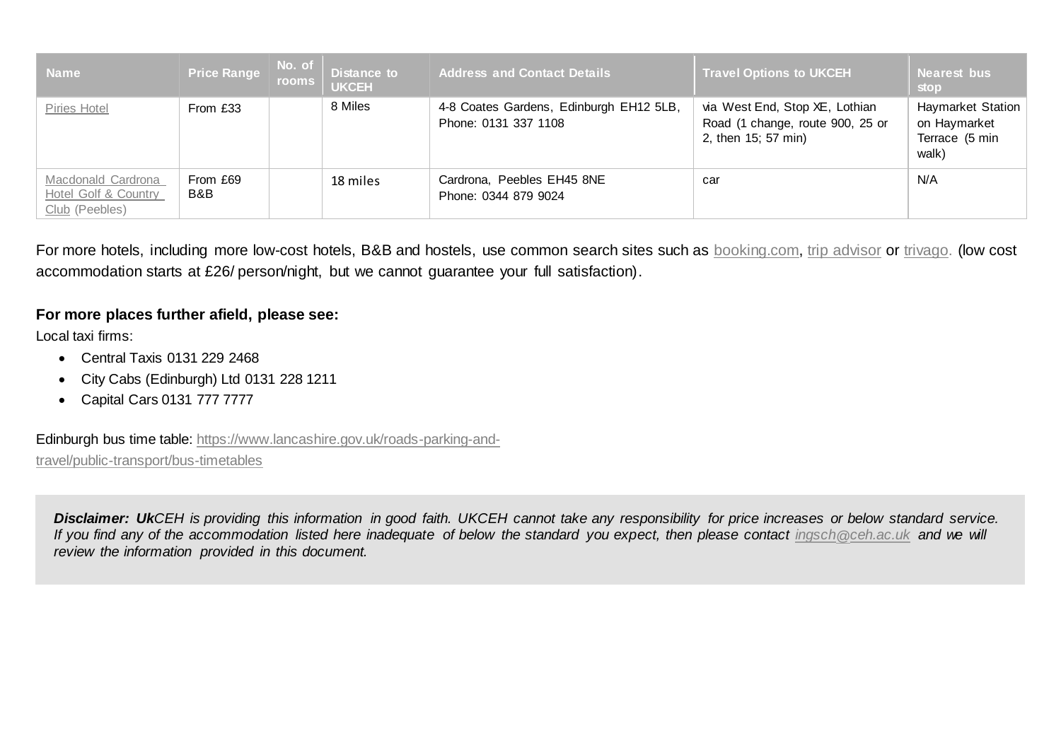| Name | Price Range | No. of rooms | Distance to UKCEH | Address and Contact Details | Travel Options to UKCEH | Nearest bus stop |
|---|---|---|---|---|---|---|
| Piries Hotel | From £33 | | 8 Miles | 4-8 Coates Gardens, Edinburgh EH12 5LB, Phone: 0131 337 1108 | via West End, Stop XE, Lothian Road (1 change, route 900, 25 or 2, then 15; 57 min) | Haymarket Station on Haymarket Terrace (5 min walk) |
| Macdonald Cardrona Hotel Golf & Country Club (Peebles) | From £69 B&B | | 18 miles | Cardrona, Peebles EH45 8NE Phone: 0344 879 9024 | car | N/A |

For more hotels, including more low-cost hotels, B&B and hostels, use common search sites such as booking.com, trip advisor or trivago. (low cost accommodation starts at £26/ person/night, but we cannot guarantee your full satisfaction).

**For more places further afield, please see:**

Local taxi firms:

- Central Taxis 0131 229 2468
- City Cabs (Edinburgh) Ltd 0131 228 1211
- Capital Cars 0131 777 7777

Edinburgh bus time table: https://www.lancashire.gov.uk/roads-parking-and-travel/public-transport/bus-timetables

***Disclaimer: Uk****CEH is providing this information in good faith. UKCEH cannot take any responsibility for price increases or below standard service. If you find any of the accommodation listed here inadequate of below the standard you expect, then please contact ingsch@ceh.ac.uk and we will review the information provided in this document.*